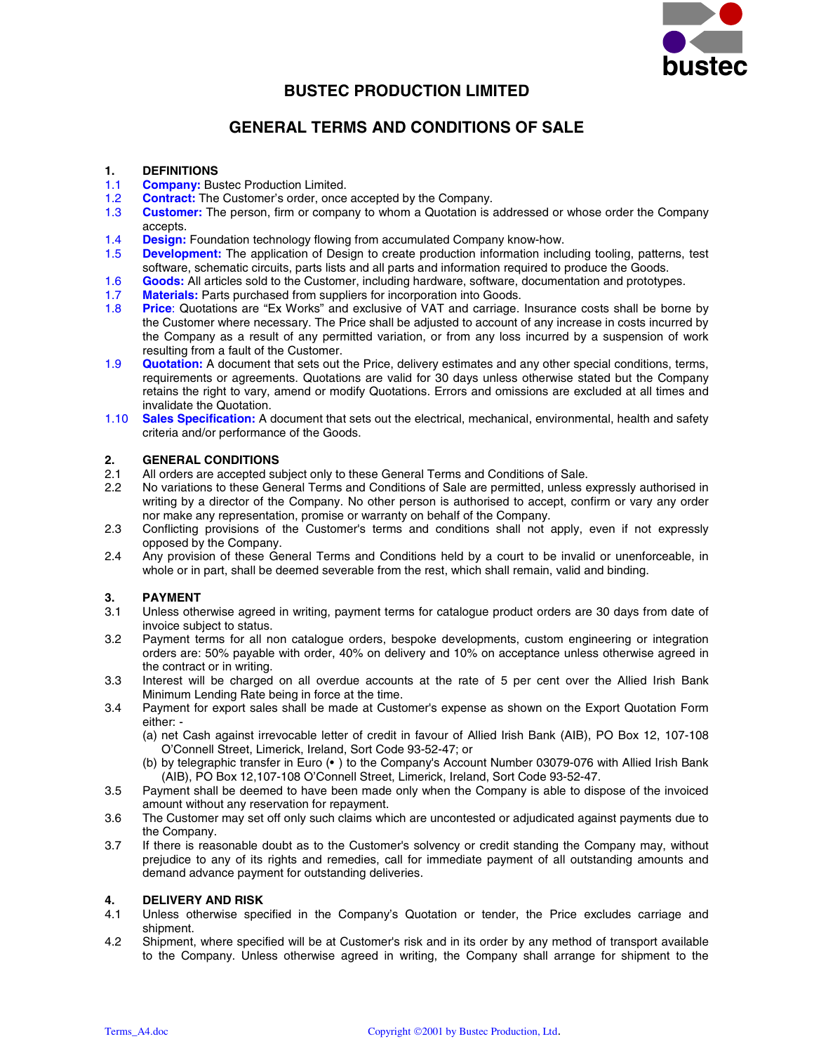# BUSTEC PRODUCTION LIMITED

## GENERAL TERMS AND CONDITIONS OF SALE

### 1. DEFINITIONS

1.1 **Company:** Bustec Production Limited.

1.2 **Contract:** The Customer's order, once accepted by the Company.

1.3 **Customer:** The person, firm or company to whom a Quotation is addressed or whose order the Company accepts.

1.4 **Design:** Foundation technology flowing from accumulated Company know-how.

1.5 **Development:** The application of Design to create production information including tooling, patterns, test software, schematic circuits, parts lists and all parts and information required to produce the Goods.

1.6 **Goods:** All articles sold to the Customer, including hardware, software, documentation and prototypes.

1.7 **Materials:** Parts purchased from suppliers for incorporation into Goods.

1.8 **Price**: Quotations are "Ex Works" and exclusive of VAT and carriage. Insurance costs shall be borne by the Customer where necessary. The Price shall be adjusted to account of any increase in costs incurred by the Company as a result of any permitted variation, or from any loss incurred by a suspension of work resulting from a fault of the Customer.

1.9 **Quotation:** A document that sets out the Price, delivery estimates and any other special conditions, terms, requirements or agreements. Quotations are valid for 30 days unless otherwise stated but the Company retains the right to vary, amend or modify Quotations. Errors and omissions are excluded at all times and invalidate the Quotation.

1.10 **Sales Specification:** A document that sets out the electrical, mechanical, environmental, health and safety criteria and/or performance of the Goods.

### 2. GENERAL CONDITIONS

2.1 All orders are accepted subject only to these General Terms and Conditions of Sale.

2.2 No variations to these General Terms and Conditions of Sale are permitted, unless expressly authorised in writing by a director of the Company. No other person is authorised to accept, confirm or vary any order nor make any representation, promise or warranty on behalf of the Company.

2.3 Conflicting provisions of the Customer's terms and conditions shall not apply, even if not expressly opposed by the Company.

2.4 Any provision of these General Terms and Conditions held by a court to be invalid or unenforceable, in whole or in part, shall be deemed severable from the rest, which shall remain, valid and binding.

### 3. PAYMENT

3.1 Unless otherwise agreed in writing, payment terms for catalogue product orders are 30 days from date of invoice subject to status.

3.2 Payment terms for all non catalogue orders, bespoke developments, custom engineering or integration orders are: 50% payable with order, 40% on delivery and 10% on acceptance unless otherwise agreed in the contract or in writing.

3.3 Interest will be charged on all overdue accounts at the rate of 5 per cent over the Allied Irish Bank Minimum Lending Rate being in force at the time.

3.4 Payment for export sales shall be made at Customer's expense as shown on the Export Quotation Form either: -

(a) net Cash against irrevocable letter of credit in favour of Allied Irish Bank (AIB), PO Box 12, 107-108 O'Connell Street, Limerick, Ireland, Sort Code 93-52-47; or

(b) by telegraphic transfer in Euro (• ) to the Company's Account Number 03079-076 with Allied Irish Bank (AIB), PO Box 12,107-108 O'Connell Street, Limerick, Ireland, Sort Code 93-52-47.

3.5 Payment shall be deemed to have been made only when the Company is able to dispose of the invoiced amount without any reservation for repayment.

3.6 The Customer may set off only such claims which are uncontested or adjudicated against payments due to the Company.

3.7 If there is reasonable doubt as to the Customer's solvency or credit standing the Company may, without prejudice to any of its rights and remedies, call for immediate payment of all outstanding amounts and demand advance payment for outstanding deliveries.

### 4. DELIVERY AND RISK

4.1 Unless otherwise specified in the Company's Quotation or tender, the Price excludes carriage and shipment.

4.2 Shipment, where specified will be at Customer's risk and in its order by any method of transport available to the Company. Unless otherwise agreed in writing, the Company shall arrange for shipment to the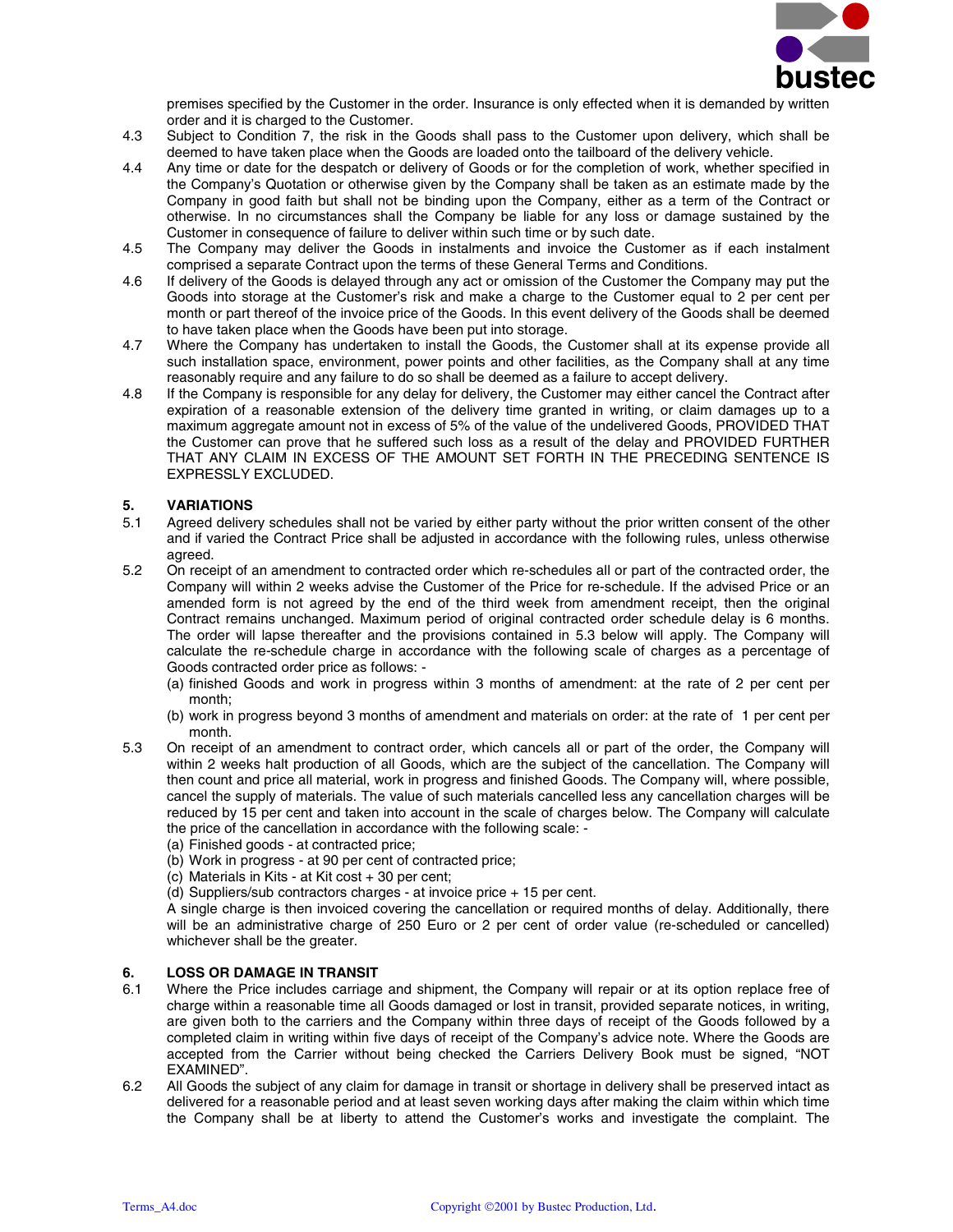premises specified by the Customer in the order. Insurance is only effected when it is demanded by written order and it is charged to the Customer.

4.3 Subject to Condition 7, the risk in the Goods shall pass to the Customer upon delivery, which shall be deemed to have taken place when the Goods are loaded onto the tailboard of the delivery vehicle.

4.4 Any time or date for the despatch or delivery of Goods or for the completion of work, whether specified in the Company's Quotation or otherwise given by the Company shall be taken as an estimate made by the Company in good faith but shall not be binding upon the Company, either as a term of the Contract or otherwise. In no circumstances shall the Company be liable for any loss or damage sustained by the Customer in consequence of failure to deliver within such time or by such date.

4.5 The Company may deliver the Goods in instalments and invoice the Customer as if each instalment comprised a separate Contract upon the terms of these General Terms and Conditions.

4.6 If delivery of the Goods is delayed through any act or omission of the Customer the Company may put the Goods into storage at the Customer's risk and make a charge to the Customer equal to 2 per cent per month or part thereof of the invoice price of the Goods. In this event delivery of the Goods shall be deemed to have taken place when the Goods have been put into storage.

4.7 Where the Company has undertaken to install the Goods, the Customer shall at its expense provide all such installation space, environment, power points and other facilities, as the Company shall at any time reasonably require and any failure to do so shall be deemed as a failure to accept delivery.

4.8 If the Company is responsible for any delay for delivery, the Customer may either cancel the Contract after expiration of a reasonable extension of the delivery time granted in writing, or claim damages up to a maximum aggregate amount not in excess of 5% of the value of the undelivered Goods, PROVIDED THAT the Customer can prove that he suffered such loss as a result of the delay and PROVIDED FURTHER THAT ANY CLAIM IN EXCESS OF THE AMOUNT SET FORTH IN THE PRECEDING SENTENCE IS EXPRESSLY EXCLUDED.

## 5. VARIATIONS

5.1 Agreed delivery schedules shall not be varied by either party without the prior written consent of the other and if varied the Contract Price shall be adjusted in accordance with the following rules, unless otherwise agreed.

5.2 On receipt of an amendment to contracted order which re-schedules all or part of the contracted order, the Company will within 2 weeks advise the Customer of the Price for re-schedule. If the advised Price or an amended form is not agreed by the end of the third week from amendment receipt, then the original Contract remains unchanged. Maximum period of original contracted order schedule delay is 6 months. The order will lapse thereafter and the provisions contained in 5.3 below will apply. The Company will calculate the re-schedule charge in accordance with the following scale of charges as a percentage of Goods contracted order price as follows: -

(a) finished Goods and work in progress within 3 months of amendment: at the rate of 2 per cent per month;

(b) work in progress beyond 3 months of amendment and materials on order: at the rate of 1 per cent per month.

5.3 On receipt of an amendment to contract order, which cancels all or part of the order, the Company will within 2 weeks halt production of all Goods, which are the subject of the cancellation. The Company will then count and price all material, work in progress and finished Goods. The Company will, where possible, cancel the supply of materials. The value of such materials cancelled less any cancellation charges will be reduced by 15 per cent and taken into account in the scale of charges below. The Company will calculate the price of the cancellation in accordance with the following scale: -

(a) Finished goods - at contracted price;

(b) Work in progress - at 90 per cent of contracted price;

(c) Materials in Kits - at Kit cost + 30 per cent;

(d) Suppliers/sub contractors charges - at invoice price + 15 per cent.

A single charge is then invoiced covering the cancellation or required months of delay. Additionally, there will be an administrative charge of 250 Euro or 2 per cent of order value (re-scheduled or cancelled) whichever shall be the greater.

## 6. LOSS OR DAMAGE IN TRANSIT

6.1 Where the Price includes carriage and shipment, the Company will repair or at its option replace free of charge within a reasonable time all Goods damaged or lost in transit, provided separate notices, in writing, are given both to the carriers and the Company within three days of receipt of the Goods followed by a completed claim in writing within five days of receipt of the Company's advice note. Where the Goods are accepted from the Carrier without being checked the Carriers Delivery Book must be signed, "NOT EXAMINED".

6.2 All Goods the subject of any claim for damage in transit or shortage in delivery shall be preserved intact as delivered for a reasonable period and at least seven working days after making the claim within which time the Company shall be at liberty to attend the Customer's works and investigate the complaint. The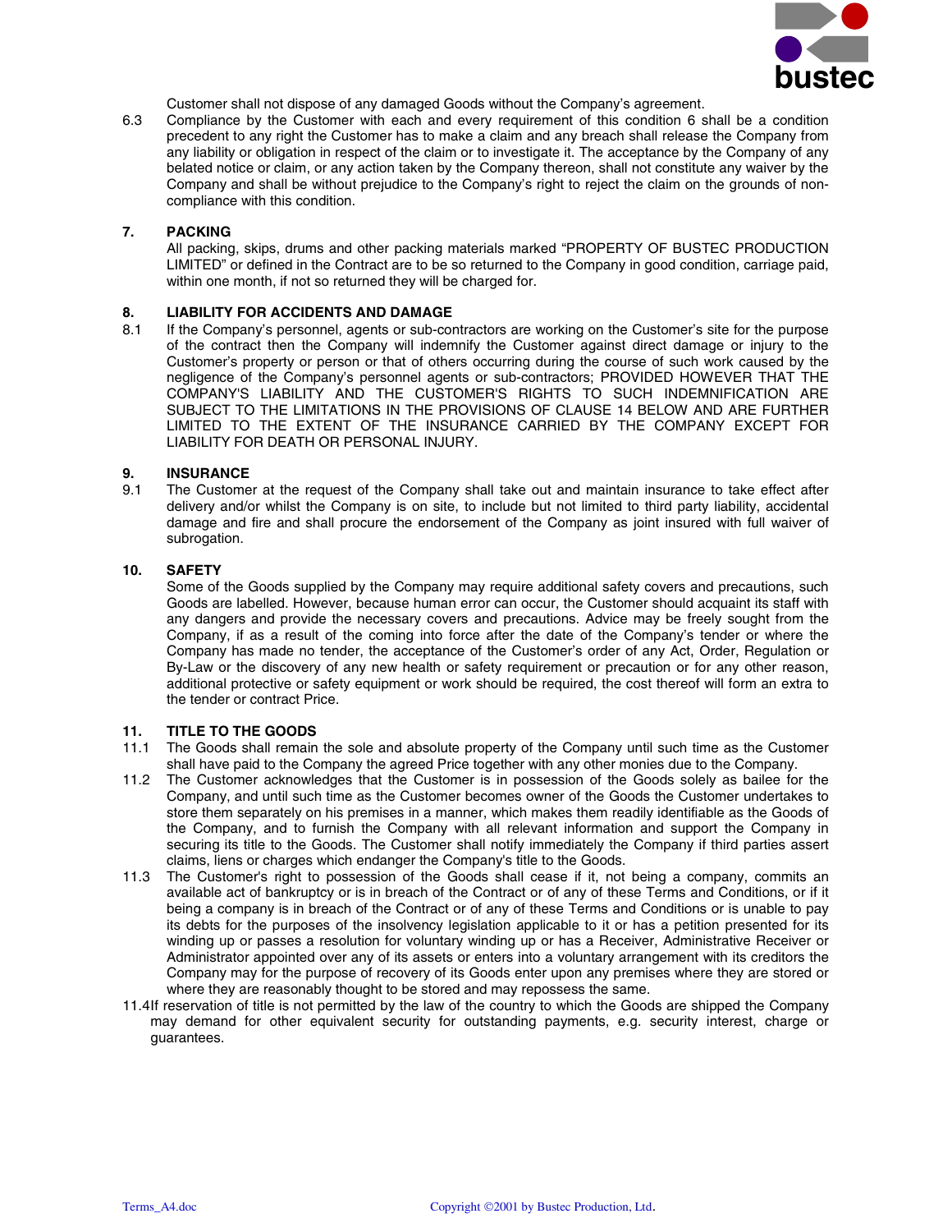Customer shall not dispose of any damaged Goods without the Company's agreement.

6.3 Compliance by the Customer with each and every requirement of this condition 6 shall be a condition precedent to any right the Customer has to make a claim and any breach shall release the Company from any liability or obligation in respect of the claim or to investigate it. The acceptance by the Company of any belated notice or claim, or any action taken by the Company thereon, shall not constitute any waiver by the Company and shall be without prejudice to the Company's right to reject the claim on the grounds of non-compliance with this condition.

## 7. PACKING

All packing, skips, drums and other packing materials marked "PROPERTY OF BUSTEC PRODUCTION LIMITED" or defined in the Contract are to be so returned to the Company in good condition, carriage paid, within one month, if not so returned they will be charged for.

## 8. LIABILITY FOR ACCIDENTS AND DAMAGE

8.1 If the Company's personnel, agents or sub-contractors are working on the Customer's site for the purpose of the contract then the Company will indemnify the Customer against direct damage or injury to the Customer's property or person or that of others occurring during the course of such work caused by the negligence of the Company's personnel agents or sub-contractors; PROVIDED HOWEVER THAT THE COMPANY'S LIABILITY AND THE CUSTOMER'S RIGHTS TO SUCH INDEMNIFICATION ARE SUBJECT TO THE LIMITATIONS IN THE PROVISIONS OF CLAUSE 14 BELOW AND ARE FURTHER LIMITED TO THE EXTENT OF THE INSURANCE CARRIED BY THE COMPANY EXCEPT FOR LIABILITY FOR DEATH OR PERSONAL INJURY.

## 9. INSURANCE

9.1 The Customer at the request of the Company shall take out and maintain insurance to take effect after delivery and/or whilst the Company is on site, to include but not limited to third party liability, accidental damage and fire and shall procure the endorsement of the Company as joint insured with full waiver of subrogation.

## 10. SAFETY

Some of the Goods supplied by the Company may require additional safety covers and precautions, such Goods are labelled. However, because human error can occur, the Customer should acquaint its staff with any dangers and provide the necessary covers and precautions. Advice may be freely sought from the Company, if as a result of the coming into force after the date of the Company's tender or where the Company has made no tender, the acceptance of the Customer's order of any Act, Order, Regulation or By-Law or the discovery of any new health or safety requirement or precaution or for any other reason, additional protective or safety equipment or work should be required, the cost thereof will form an extra to the tender or contract Price.

## 11. TITLE TO THE GOODS

11.1 The Goods shall remain the sole and absolute property of the Company until such time as the Customer shall have paid to the Company the agreed Price together with any other monies due to the Company.

11.2 The Customer acknowledges that the Customer is in possession of the Goods solely as bailee for the Company, and until such time as the Customer becomes owner of the Goods the Customer undertakes to store them separately on his premises in a manner, which makes them readily identifiable as the Goods of the Company, and to furnish the Company with all relevant information and support the Company in securing its title to the Goods. The Customer shall notify immediately the Company if third parties assert claims, liens or charges which endanger the Company's title to the Goods.

11.3 The Customer's right to possession of the Goods shall cease if it, not being a company, commits an available act of bankruptcy or is in breach of the Contract or of any of these Terms and Conditions, or if it being a company is in breach of the Contract or of any of these Terms and Conditions or is unable to pay its debts for the purposes of the insolvency legislation applicable to it or has a petition presented for its winding up or passes a resolution for voluntary winding up or has a Receiver, Administrative Receiver or Administrator appointed over any of its assets or enters into a voluntary arrangement with its creditors the Company may for the purpose of recovery of its Goods enter upon any premises where they are stored or where they are reasonably thought to be stored and may repossess the same.

11.4 If reservation of title is not permitted by the law of the country to which the Goods are shipped the Company may demand for other equivalent security for outstanding payments, e.g. security interest, charge or guarantees.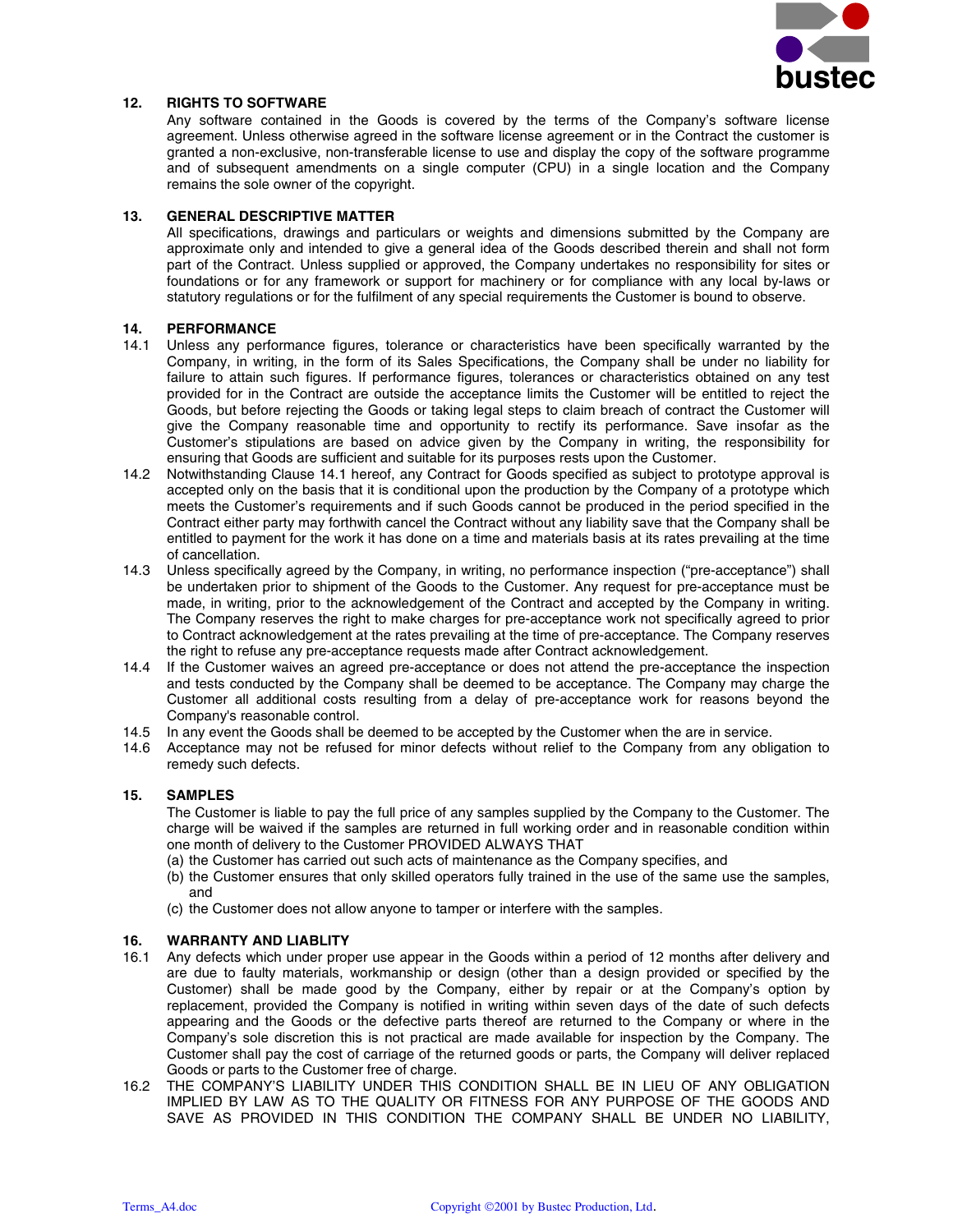## 12. RIGHTS TO SOFTWARE

Any software contained in the Goods is covered by the terms of the Company's software license agreement. Unless otherwise agreed in the software license agreement or in the Contract the customer is granted a non-exclusive, non-transferable license to use and display the copy of the software programme and of subsequent amendments on a single computer (CPU) in a single location and the Company remains the sole owner of the copyright.

## 13. GENERAL DESCRIPTIVE MATTER

All specifications, drawings and particulars or weights and dimensions submitted by the Company are approximate only and intended to give a general idea of the Goods described therein and shall not form part of the Contract. Unless supplied or approved, the Company undertakes no responsibility for sites or foundations or for any framework or support for machinery or for compliance with any local by-laws or statutory regulations or for the fulfilment of any special requirements the Customer is bound to observe.

## 14. PERFORMANCE

14.1 Unless any performance figures, tolerance or characteristics have been specifically warranted by the Company, in writing, in the form of its Sales Specifications, the Company shall be under no liability for failure to attain such figures. If performance figures, tolerances or characteristics obtained on any test provided for in the Contract are outside the acceptance limits the Customer will be entitled to reject the Goods, but before rejecting the Goods or taking legal steps to claim breach of contract the Customer will give the Company reasonable time and opportunity to rectify its performance. Save insofar as the Customer's stipulations are based on advice given by the Company in writing, the responsibility for ensuring that Goods are sufficient and suitable for its purposes rests upon the Customer.

14.2 Notwithstanding Clause 14.1 hereof, any Contract for Goods specified as subject to prototype approval is accepted only on the basis that it is conditional upon the production by the Company of a prototype which meets the Customer's requirements and if such Goods cannot be produced in the period specified in the Contract either party may forthwith cancel the Contract without any liability save that the Company shall be entitled to payment for the work it has done on a time and materials basis at its rates prevailing at the time of cancellation.

14.3 Unless specifically agreed by the Company, in writing, no performance inspection ("pre-acceptance") shall be undertaken prior to shipment of the Goods to the Customer. Any request for pre-acceptance must be made, in writing, prior to the acknowledgement of the Contract and accepted by the Company in writing. The Company reserves the right to make charges for pre-acceptance work not specifically agreed to prior to Contract acknowledgement at the rates prevailing at the time of pre-acceptance. The Company reserves the right to refuse any pre-acceptance requests made after Contract acknowledgement.

14.4 If the Customer waives an agreed pre-acceptance or does not attend the pre-acceptance the inspection and tests conducted by the Company shall be deemed to be acceptance. The Company may charge the Customer all additional costs resulting from a delay of pre-acceptance work for reasons beyond the Company's reasonable control.

14.5 In any event the Goods shall be deemed to be accepted by the Customer when the are in service.

14.6 Acceptance may not be refused for minor defects without relief to the Company from any obligation to remedy such defects.

## 15. SAMPLES

The Customer is liable to pay the full price of any samples supplied by the Company to the Customer. The charge will be waived if the samples are returned in full working order and in reasonable condition within one month of delivery to the Customer PROVIDED ALWAYS THAT

(a) the Customer has carried out such acts of maintenance as the Company specifies, and

(b) the Customer ensures that only skilled operators fully trained in the use of the same use the samples, and

(c) the Customer does not allow anyone to tamper or interfere with the samples.

## 16. WARRANTY AND LIABLITY

16.1 Any defects which under proper use appear in the Goods within a period of 12 months after delivery and are due to faulty materials, workmanship or design (other than a design provided or specified by the Customer) shall be made good by the Company, either by repair or at the Company's option by replacement, provided the Company is notified in writing within seven days of the date of such defects appearing and the Goods or the defective parts thereof are returned to the Company or where in the Company's sole discretion this is not practical are made available for inspection by the Company. The Customer shall pay the cost of carriage of the returned goods or parts, the Company will deliver replaced Goods or parts to the Customer free of charge.

16.2 THE COMPANY'S LIABILITY UNDER THIS CONDITION SHALL BE IN LIEU OF ANY OBLIGATION IMPLIED BY LAW AS TO THE QUALITY OR FITNESS FOR ANY PURPOSE OF THE GOODS AND SAVE AS PROVIDED IN THIS CONDITION THE COMPANY SHALL BE UNDER NO LIABILITY,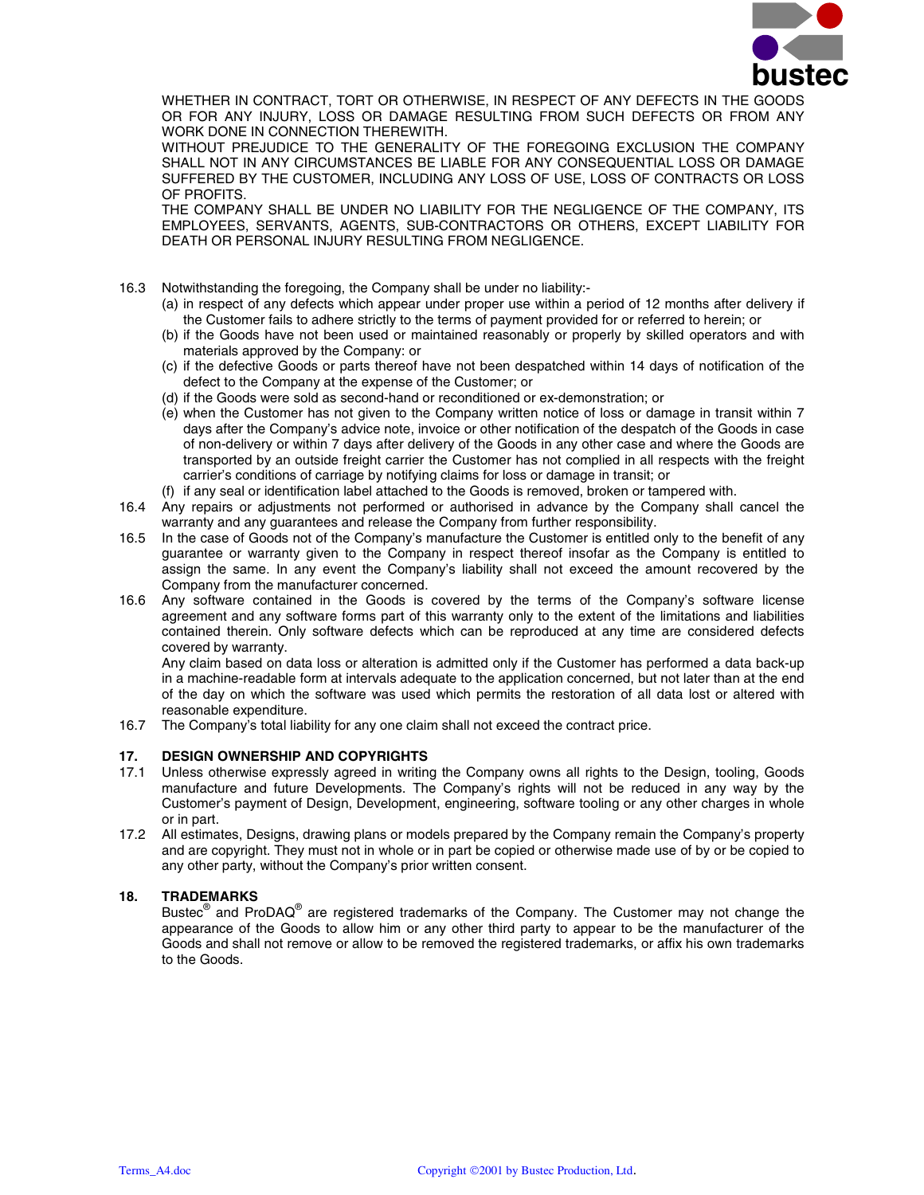WHETHER IN CONTRACT, TORT OR OTHERWISE, IN RESPECT OF ANY DEFECTS IN THE GOODS OR FOR ANY INJURY, LOSS OR DAMAGE RESULTING FROM SUCH DEFECTS OR FROM ANY WORK DONE IN CONNECTION THEREWITH.

WITHOUT PREJUDICE TO THE GENERALITY OF THE FOREGOING EXCLUSION THE COMPANY SHALL NOT IN ANY CIRCUMSTANCES BE LIABLE FOR ANY CONSEQUENTIAL LOSS OR DAMAGE SUFFERED BY THE CUSTOMER, INCLUDING ANY LOSS OF USE, LOSS OF CONTRACTS OR LOSS OF PROFITS.

THE COMPANY SHALL BE UNDER NO LIABILITY FOR THE NEGLIGENCE OF THE COMPANY, ITS EMPLOYEES, SERVANTS, AGENTS, SUB-CONTRACTORS OR OTHERS, EXCEPT LIABILITY FOR DEATH OR PERSONAL INJURY RESULTING FROM NEGLIGENCE.

16.3 Notwithstanding the foregoing, the Company shall be under no liability:-

(a) in respect of any defects which appear under proper use within a period of 12 months after delivery if the Customer fails to adhere strictly to the terms of payment provided for or referred to herein; or
(b) if the Goods have not been used or maintained reasonably or properly by skilled operators and with materials approved by the Company: or
(c) if the defective Goods or parts thereof have not been despatched within 14 days of notification of the defect to the Company at the expense of the Customer; or
(d) if the Goods were sold as second-hand or reconditioned or ex-demonstration; or
(e) when the Customer has not given to the Company written notice of loss or damage in transit within 7 days after the Company's advice note, invoice or other notification of the despatch of the Goods in case of non-delivery or within 7 days after delivery of the Goods in any other case and where the Goods are transported by an outside freight carrier the Customer has not complied in all respects with the freight carrier's conditions of carriage by notifying claims for loss or damage in transit; or
(f) if any seal or identification label attached to the Goods is removed, broken or tampered with.

16.4 Any repairs or adjustments not performed or authorised in advance by the Company shall cancel the warranty and any guarantees and release the Company from further responsibility.

16.5 In the case of Goods not of the Company's manufacture the Customer is entitled only to the benefit of any guarantee or warranty given to the Company in respect thereof insofar as the Company is entitled to assign the same. In any event the Company's liability shall not exceed the amount recovered by the Company from the manufacturer concerned.

16.6 Any software contained in the Goods is covered by the terms of the Company's software license agreement and any software forms part of this warranty only to the extent of the limitations and liabilities contained therein. Only software defects which can be reproduced at any time are considered defects covered by warranty.

Any claim based on data loss or alteration is admitted only if the Customer has performed a data back-up in a machine-readable form at intervals adequate to the application concerned, but not later than at the end of the day on which the software was used which permits the restoration of all data lost or altered with reasonable expenditure.

16.7 The Company's total liability for any one claim shall not exceed the contract price.

## 17. DESIGN OWNERSHIP AND COPYRIGHTS

17.1 Unless otherwise expressly agreed in writing the Company owns all rights to the Design, tooling, Goods manufacture and future Developments. The Company's rights will not be reduced in any way by the Customer's payment of Design, Development, engineering, software tooling or any other charges in whole or in part.

17.2 All estimates, Designs, drawing plans or models prepared by the Company remain the Company's property and are copyright. They must not in whole or in part be copied or otherwise made use of by or be copied to any other party, without the Company's prior written consent.

## 18. TRADEMARKS

Bustec® and ProDAQ® are registered trademarks of the Company. The Customer may not change the appearance of the Goods to allow him or any other third party to appear to be the manufacturer of the Goods and shall not remove or allow to be removed the registered trademarks, or affix his own trademarks to the Goods.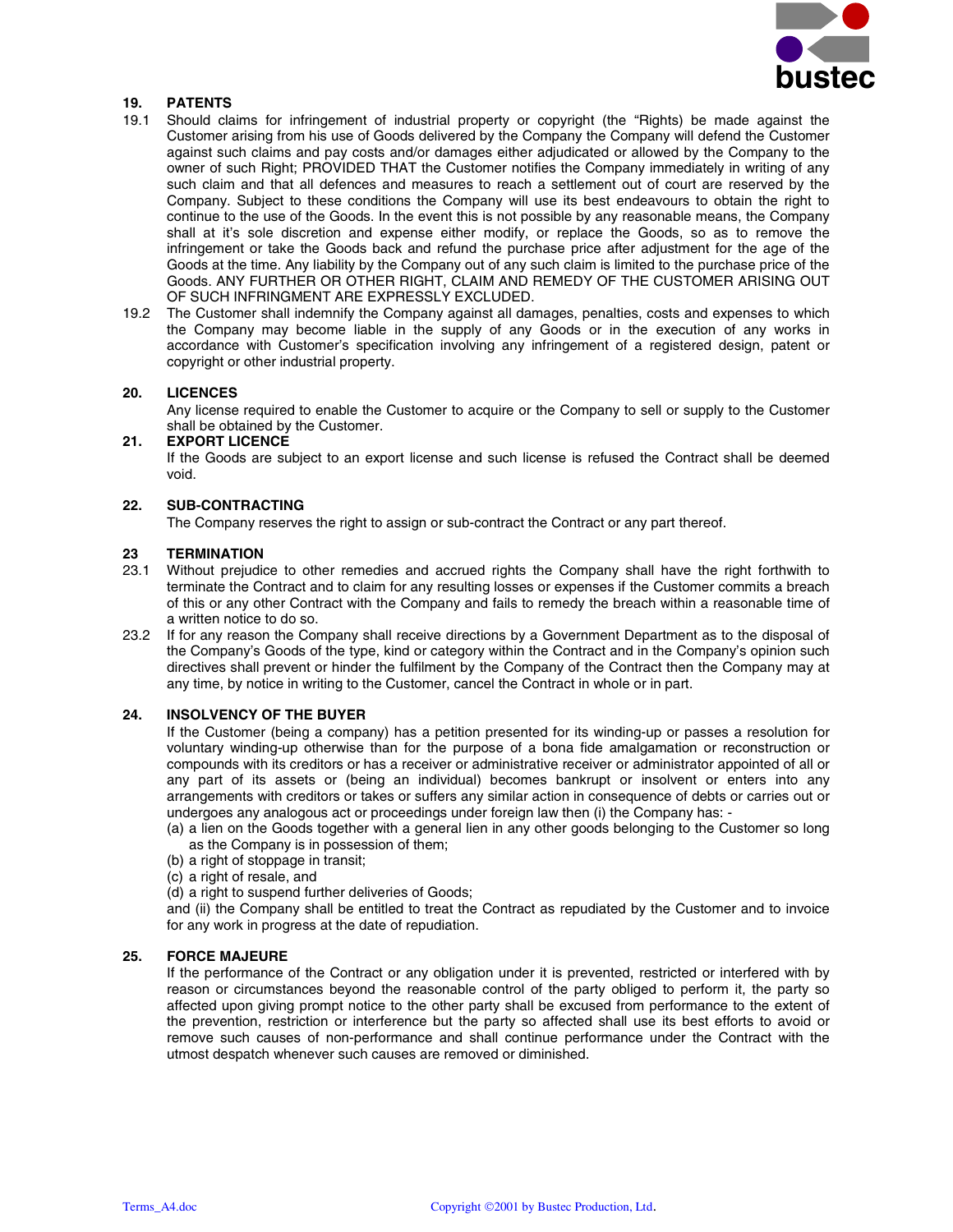## 19. PATENTS

19.1 Should claims for infringement of industrial property or copyright (the "Rights) be made against the Customer arising from his use of Goods delivered by the Company the Company will defend the Customer against such claims and pay costs and/or damages either adjudicated or allowed by the Company to the owner of such Right; PROVIDED THAT the Customer notifies the Company immediately in writing of any such claim and that all defences and measures to reach a settlement out of court are reserved by the Company. Subject to these conditions the Company will use its best endeavours to obtain the right to continue to the use of the Goods. In the event this is not possible by any reasonable means, the Company shall at it's sole discretion and expense either modify, or replace the Goods, so as to remove the infringement or take the Goods back and refund the purchase price after adjustment for the age of the Goods at the time. Any liability by the Company out of any such claim is limited to the purchase price of the Goods. ANY FURTHER OR OTHER RIGHT, CLAIM AND REMEDY OF THE CUSTOMER ARISING OUT OF SUCH INFRINGMENT ARE EXPRESSLY EXCLUDED.

19.2 The Customer shall indemnify the Company against all damages, penalties, costs and expenses to which the Company may become liable in the supply of any Goods or in the execution of any works in accordance with Customer's specification involving any infringement of a registered design, patent or copyright or other industrial property.

## 20. LICENCES

Any license required to enable the Customer to acquire or the Company to sell or supply to the Customer shall be obtained by the Customer.

## 21. EXPORT LICENCE

If the Goods are subject to an export license and such license is refused the Contract shall be deemed void.

## 22. SUB-CONTRACTING

The Company reserves the right to assign or sub-contract the Contract or any part thereof.

## 23 TERMINATION

23.1 Without prejudice to other remedies and accrued rights the Company shall have the right forthwith to terminate the Contract and to claim for any resulting losses or expenses if the Customer commits a breach of this or any other Contract with the Company and fails to remedy the breach within a reasonable time of a written notice to do so.

23.2 If for any reason the Company shall receive directions by a Government Department as to the disposal of the Company's Goods of the type, kind or category within the Contract and in the Company's opinion such directives shall prevent or hinder the fulfilment by the Company of the Contract then the Company may at any time, by notice in writing to the Customer, cancel the Contract in whole or in part.

## 24. INSOLVENCY OF THE BUYER

If the Customer (being a company) has a petition presented for its winding-up or passes a resolution for voluntary winding-up otherwise than for the purpose of a bona fide amalgamation or reconstruction or compounds with its creditors or has a receiver or administrative receiver or administrator appointed of all or any part of its assets or (being an individual) becomes bankrupt or insolvent or enters into any arrangements with creditors or takes or suffers any similar action in consequence of debts or carries out or undergoes any analogous act or proceedings under foreign law then (i) the Company has: -

(a) a lien on the Goods together with a general lien in any other goods belonging to the Customer so long as the Company is in possession of them;
(b) a right of stoppage in transit;
(c) a right of resale, and
(d) a right to suspend further deliveries of Goods;

and (ii) the Company shall be entitled to treat the Contract as repudiated by the Customer and to invoice for any work in progress at the date of repudiation.

## 25. FORCE MAJEURE

If the performance of the Contract or any obligation under it is prevented, restricted or interfered with by reason or circumstances beyond the reasonable control of the party obliged to perform it, the party so affected upon giving prompt notice to the other party shall be excused from performance to the extent of the prevention, restriction or interference but the party so affected shall use its best efforts to avoid or remove such causes of non-performance and shall continue performance under the Contract with the utmost despatch whenever such causes are removed or diminished.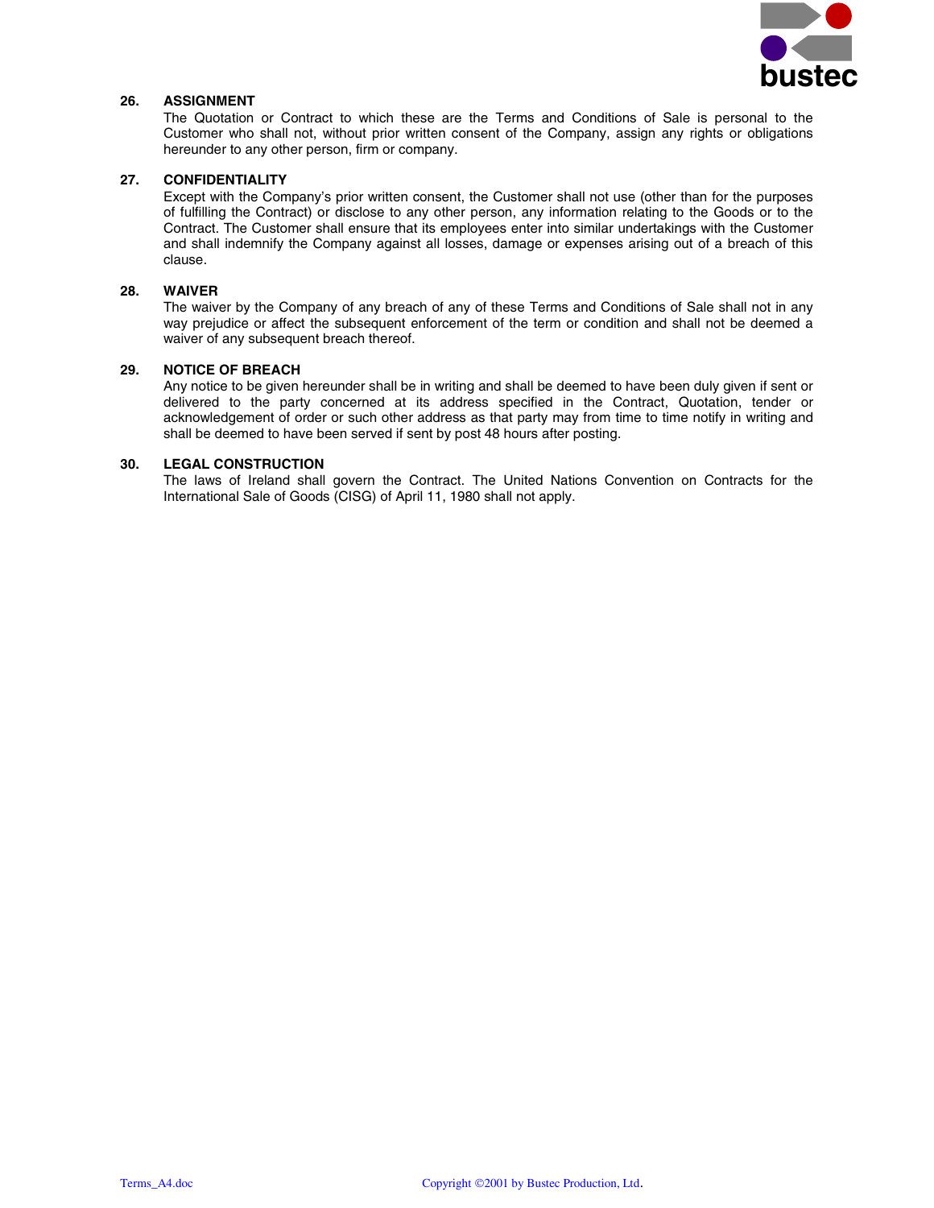## 26. ASSIGNMENT

The Quotation or Contract to which these are the Terms and Conditions of Sale is personal to the Customer who shall not, without prior written consent of the Company, assign any rights or obligations hereunder to any other person, firm or company.

## 27. CONFIDENTIALITY

Except with the Company's prior written consent, the Customer shall not use (other than for the purposes of fulfilling the Contract) or disclose to any other person, any information relating to the Goods or to the Contract. The Customer shall ensure that its employees enter into similar undertakings with the Customer and shall indemnify the Company against all losses, damage or expenses arising out of a breach of this clause.

## 28. WAIVER

The waiver by the Company of any breach of any of these Terms and Conditions of Sale shall not in any way prejudice or affect the subsequent enforcement of the term or condition and shall not be deemed a waiver of any subsequent breach thereof.

## 29. NOTICE OF BREACH

Any notice to be given hereunder shall be in writing and shall be deemed to have been duly given if sent or delivered to the party concerned at its address specified in the Contract, Quotation, tender or acknowledgement of order or such other address as that party may from time to time notify in writing and shall be deemed to have been served if sent by post 48 hours after posting.

## 30. LEGAL CONSTRUCTION

The laws of Ireland shall govern the Contract. The United Nations Convention on Contracts for the International Sale of Goods (CISG) of April 11, 1980 shall not apply.